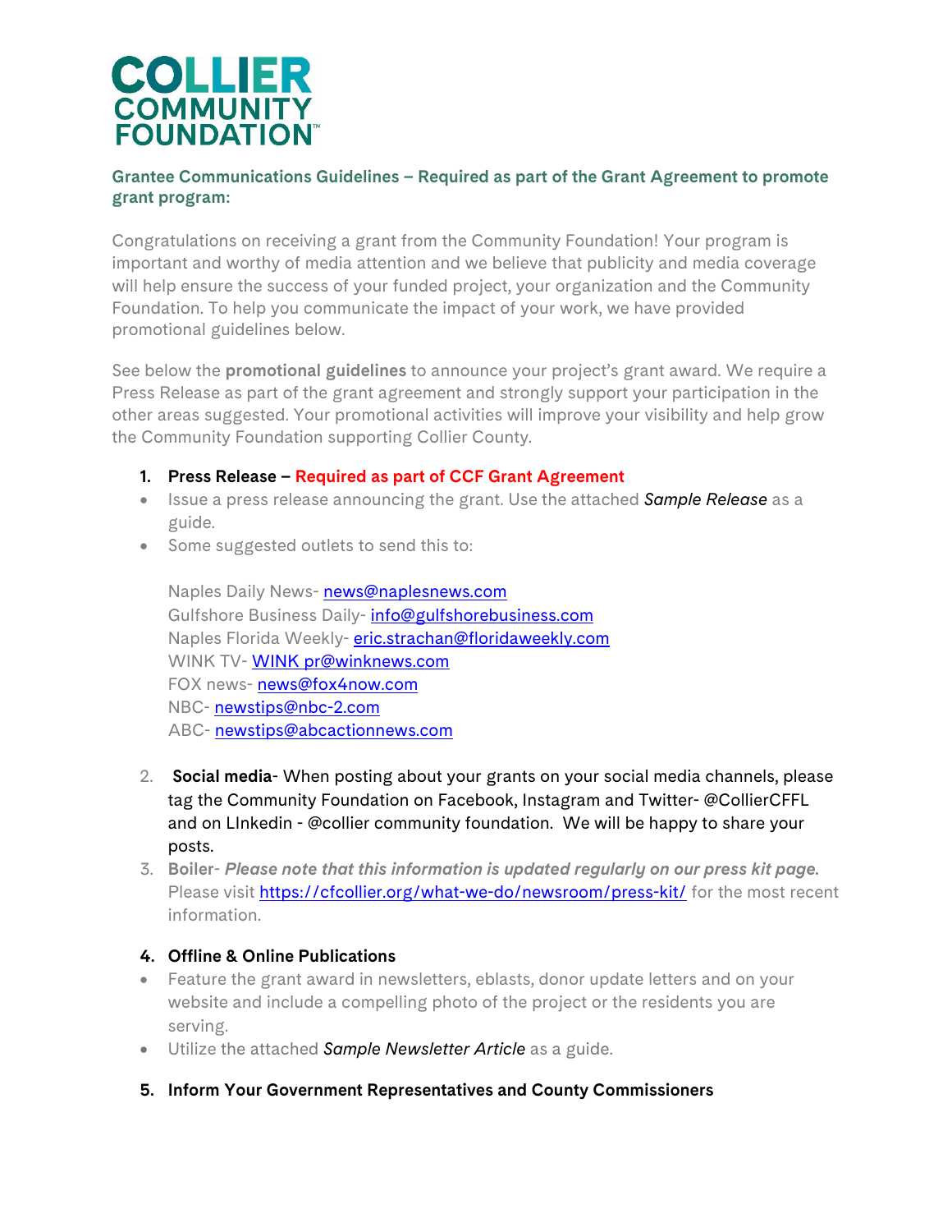# COLLIER COMMUNITY FOUNDATION™

## Grantee Communications Guidelines – Required as part of the Grant Agreement to promote grant program:

Congratulations on receiving a grant from the Community Foundation! Your program is important and worthy of media attention and we believe that publicity and media coverage will help ensure the success of your funded project, your organization and the Community Foundation. To help you communicate the impact of your work, we have provided promotional guidelines below.

See below the **promotional guidelines** to announce your project's grant award. We require a Press Release as part of the grant agreement and strongly support your participation in the other areas suggested. Your promotional activities will improve your visibility and help grow the Community Foundation supporting Collier County.

1. **Press Release – Required as part of CCF Grant Agreement**
   - Issue a press release announcing the grant. Use the attached *Sample Release* as a guide.
   - Some suggested outlets to send this to:

     Naples Daily News- news@naplesnews.com
     Gulfshore Business Daily- info@gulfshorebusiness.com
     Naples Florida Weekly- eric.strachan@floridaweekly.com
     WINK TV- WINK pr@winknews.com
     FOX news- news@fox4now.com
     NBC- newstips@nbc-2.com
     ABC- newstips@abcactionnews.com

2. **Social media**- When posting about your grants on your social media channels, please tag the Community Foundation on Facebook, Instagram and Twitter- @CollierCFFL and on LInkedin - @collier community foundation. We will be happy to share your posts.
3. **Boiler**- ***Please note that this information is updated regularly on our press kit page.*** Please visit https://cfcollier.org/what-we-do/newsroom/press-kit/ for the most recent information.
4. **Offline & Online Publications**
   - Feature the grant award in newsletters, eblasts, donor update letters and on your website and include a compelling photo of the project or the residents you are serving.
   - Utilize the attached *Sample Newsletter Article* as a guide.
5. **Inform Your Government Representatives and County Commissioners**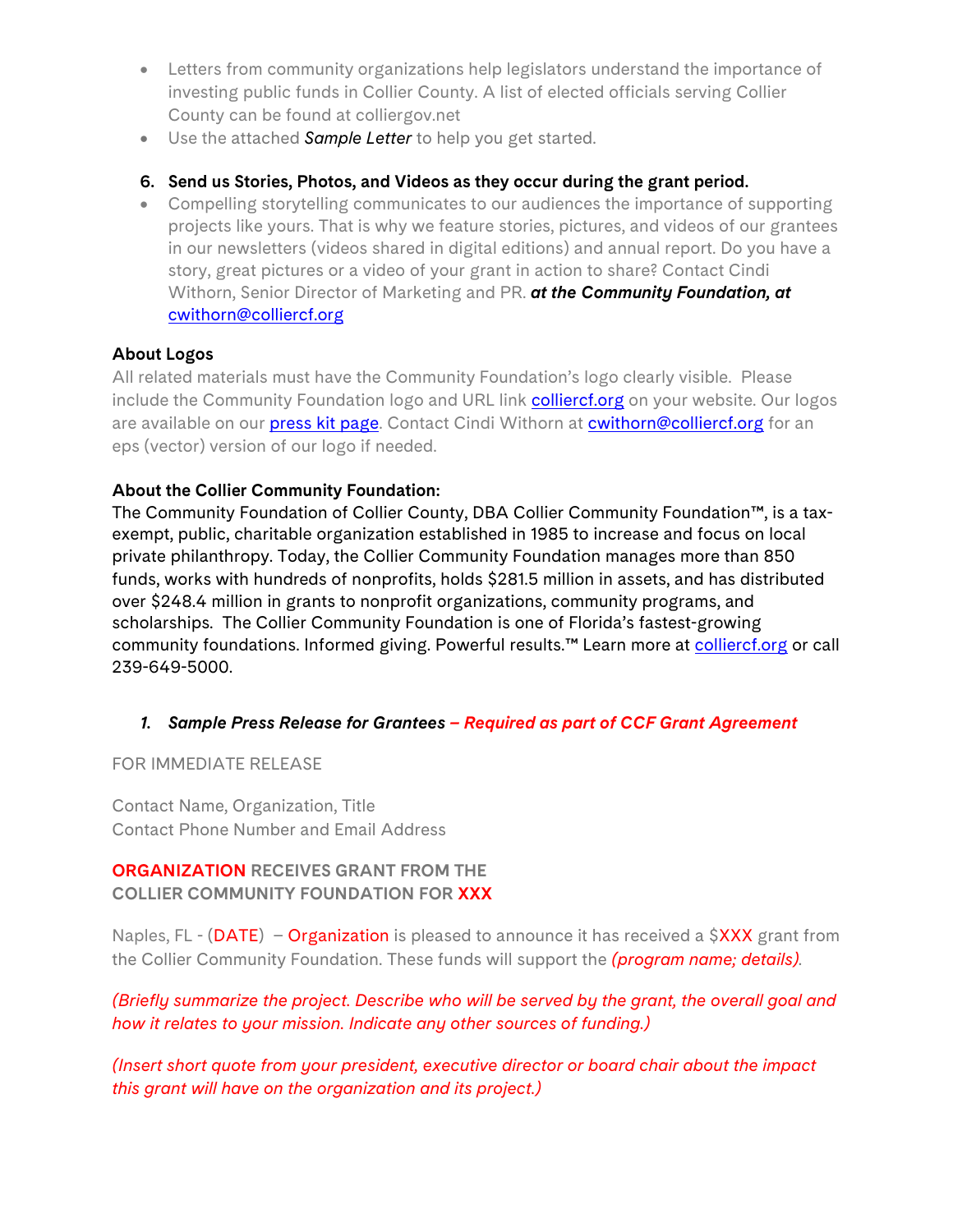- Letters from community organizations help legislators understand the importance of investing public funds in Collier County. A list of elected officials serving Collier County can be found at colliergov.net
- Use the attached *Sample Letter* to help you get started.

6. **Send us Stories, Photos, and Videos as they occur during the grant period.**

- Compelling storytelling communicates to our audiences the importance of supporting projects like yours. That is why we feature stories, pictures, and videos of our grantees in our newsletters (videos shared in digital editions) and annual report. Do you have a story, great pictures or a video of your grant in action to share? Contact Cindi Withorn, Senior Director of Marketing and PR. ***at the Community Foundation, at*** cwithorn@colliercf.org

**About Logos**

All related materials must have the Community Foundation's logo clearly visible. Please include the Community Foundation logo and URL link colliercf.org on your website. Our logos are available on our press kit page. Contact Cindi Withorn at cwithorn@colliercf.org for an eps (vector) version of our logo if needed.

**About the Collier Community Foundation:**

The Community Foundation of Collier County, DBA Collier Community Foundation™, is a tax-exempt, public, charitable organization established in 1985 to increase and focus on local private philanthropy. Today, the Collier Community Foundation manages more than 850 funds, works with hundreds of nonprofits, holds $281.5 million in assets, and has distributed over $248.4 million in grants to nonprofit organizations, community programs, and scholarships. The Collier Community Foundation is one of Florida's fastest-growing community foundations. Informed giving. Powerful results.™ Learn more at colliercf.org or call 239-649-5000.

1. ***Sample Press Release for Grantees – Required as part of CCF Grant Agreement***

FOR IMMEDIATE RELEASE

Contact Name, Organization, Title
Contact Phone Number and Email Address

**ORGANIZATION RECEIVES GRANT FROM THE COLLIER COMMUNITY FOUNDATION FOR XXX**

Naples, FL - (DATE) – Organization is pleased to announce it has received a $XXX grant from the Collier Community Foundation. These funds will support the *(program name; details)*.

*(Briefly summarize the project. Describe who will be served by the grant, the overall goal and how it relates to your mission. Indicate any other sources of funding.)*

*(Insert short quote from your president, executive director or board chair about the impact this grant will have on the organization and its project.)*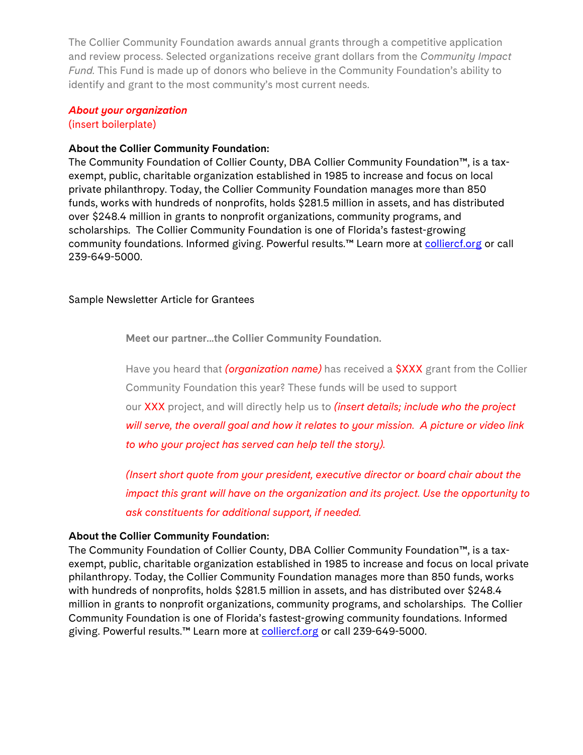The Collier Community Foundation awards annual grants through a competitive application and review process. Selected organizations receive grant dollars from the *Community Impact Fund*. This Fund is made up of donors who believe in the Community Foundation's ability to identify and grant to the most community's most current needs.

***About your organization***
(insert boilerplate)

**About the Collier Community Foundation:**
The Community Foundation of Collier County, DBA Collier Community Foundation™, is a tax-exempt, public, charitable organization established in 1985 to increase and focus on local private philanthropy. Today, the Collier Community Foundation manages more than 850 funds, works with hundreds of nonprofits, holds $281.5 million in assets, and has distributed over $248.4 million in grants to nonprofit organizations, community programs, and scholarships. The Collier Community Foundation is one of Florida's fastest-growing community foundations. Informed giving. Powerful results.™ Learn more at [colliercf.org](colliercf.org) or call 239-649-5000.

Sample Newsletter Article for Grantees

**Meet our partner...the Collier Community Foundation.**

Have you heard that *(organization name)* has received a $XXX grant from the Collier Community Foundation this year? These funds will be used to support our XXX project, and will directly help us to *(insert details; include who the project will serve, the overall goal and how it relates to your mission. A picture or video link to who your project has served can help tell the story).*

*(Insert short quote from your president, executive director or board chair about the impact this grant will have on the organization and its project. Use the opportunity to ask constituents for additional support, if needed.*

**About the Collier Community Foundation:**
The Community Foundation of Collier County, DBA Collier Community Foundation™, is a tax-exempt, public, charitable organization established in 1985 to increase and focus on local private philanthropy. Today, the Collier Community Foundation manages more than 850 funds, works with hundreds of nonprofits, holds $281.5 million in assets, and has distributed over $248.4 million in grants to nonprofit organizations, community programs, and scholarships. The Collier Community Foundation is one of Florida's fastest-growing community foundations. Informed giving. Powerful results.™ Learn more at [colliercf.org](colliercf.org) or call 239-649-5000.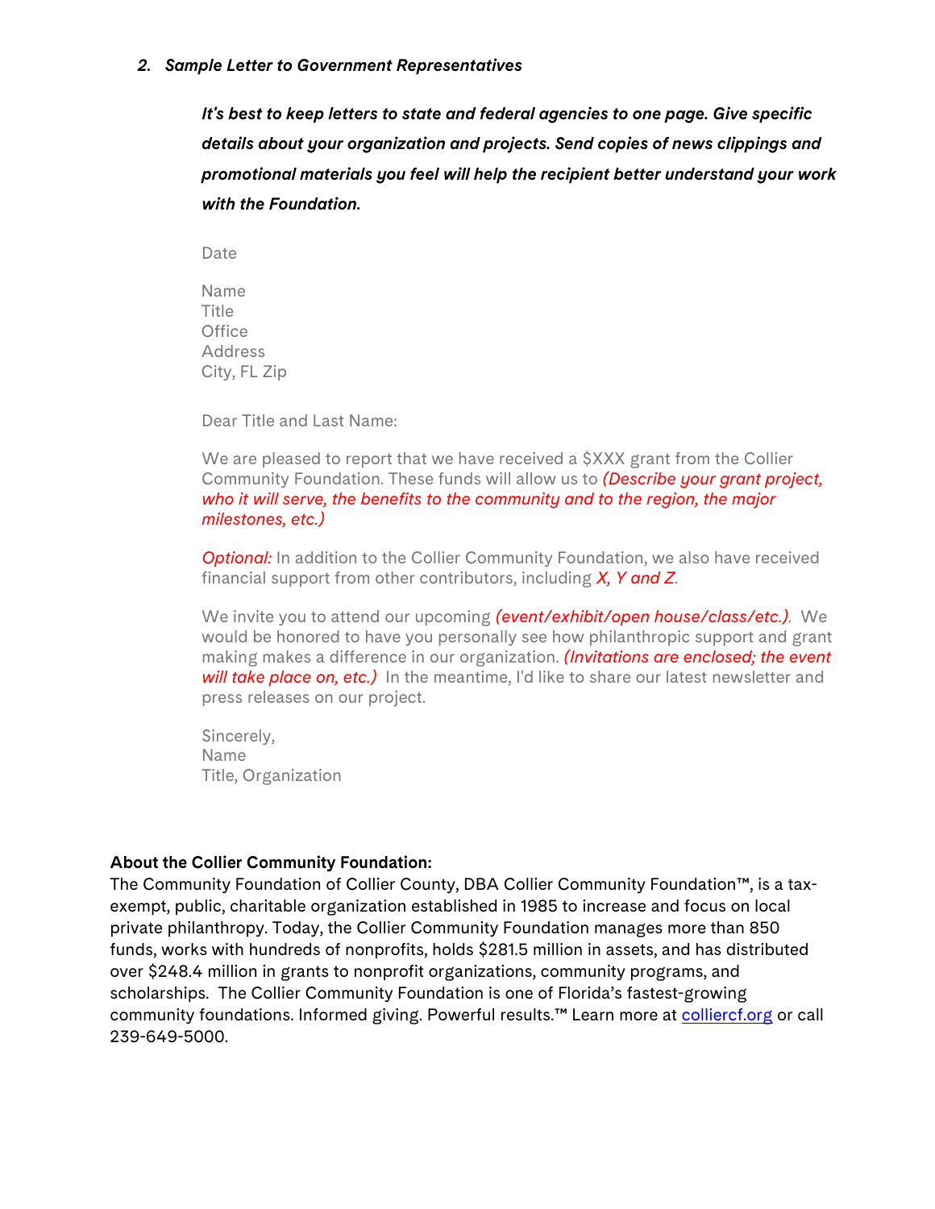2. ***Sample Letter to Government Representatives***

***It's best to keep letters to state and federal agencies to one page. Give specific details about your organization and projects. Send copies of news clippings and promotional materials you feel will help the recipient better understand your work with the Foundation.***

Date

Name
Title
Office
Address
City, FL Zip

Dear Title and Last Name:

We are pleased to report that we have received a $XXX grant from the Collier Community Foundation. These funds will allow us to *(Describe your grant project, who it will serve, the benefits to the community and to the region, the major milestones, etc.)*

*Optional:* In addition to the Collier Community Foundation, we also have received financial support from other contributors, including *X, Y and Z*.

We invite you to attend our upcoming *(event/exhibit/open house/class/etc.)*. We would be honored to have you personally see how philanthropic support and grant making makes a difference in our organization. *(Invitations are enclosed; the event will take place on, etc.)* In the meantime, I'd like to share our latest newsletter and press releases on our project.

Sincerely,
Name
Title, Organization

**About the Collier Community Foundation:**
The Community Foundation of Collier County, DBA Collier Community Foundation™, is a tax-exempt, public, charitable organization established in 1985 to increase and focus on local private philanthropy. Today, the Collier Community Foundation manages more than 850 funds, works with hundreds of nonprofits, holds $281.5 million in assets, and has distributed over $248.4 million in grants to nonprofit organizations, community programs, and scholarships. The Collier Community Foundation is one of Florida's fastest-growing community foundations. Informed giving. Powerful results.™ Learn more at colliercf.org or call 239-649-5000.